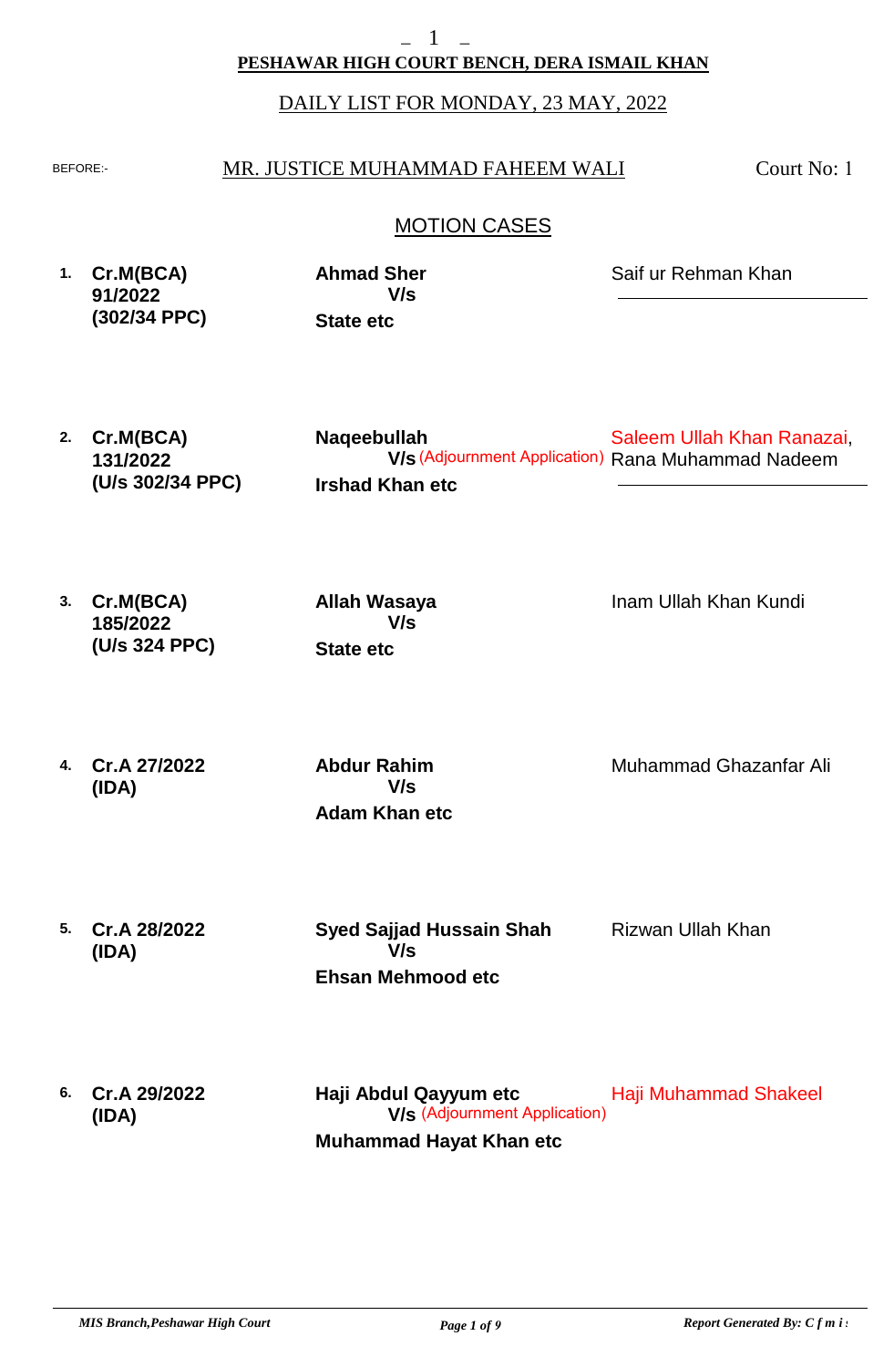**PESHAWAR HIGH COURT BENCH, DERA ISMAIL KHAN**

DAILY LIST FOR MONDAY, 23 MAY, 2022

BEFORE:- MR. JUSTICE MUHAMMAD FAHEEM WALI — Court No: 1

## MOTION CASES

| No. | Case | Parties | Advocate |
|---|---|---|---|
| 1. | **Cr.M(BCA) 91/2022 (302/34 PPC)** | **Ahmad Sher V/s State etc** | Saif ur Rehman Khan |
| 2. | **Cr.M(BCA) 131/2022 (U/s 302/34 PPC)** | **Naqeebullah V/s Irshad Khan etc** (Adjournment Application) | Saleem Ullah Khan Ranazai, Rana Muhammad Nadeem |
| 3. | **Cr.M(BCA) 185/2022 (U/s 324 PPC)** | **Allah Wasaya V/s State etc** | Inam Ullah Khan Kundi |
| 4. | **Cr.A 27/2022 (IDA)** | **Abdur Rahim V/s Adam Khan etc** | Muhammad Ghazanfar Ali |
| 5. | **Cr.A 28/2022 (IDA)** | **Syed Sajjad Hussain Shah V/s Ehsan Mehmood etc** | Rizwan Ullah Khan |
| 6. | **Cr.A 29/2022 (IDA)** | **Haji Abdul Qayyum etc V/s Muhammad Hayat Khan etc** (Adjournment Application) | Haji Muhammad Shakeel |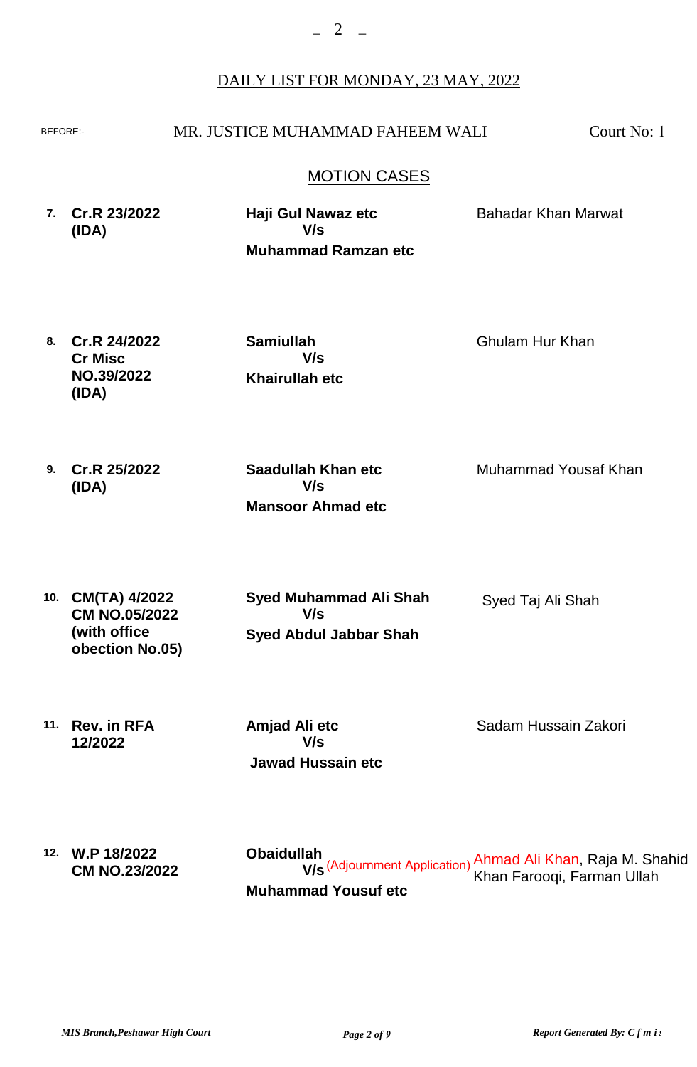## DAILY LIST FOR MONDAY, 23 MAY, 2022

BEFORE:- MR. JUSTICE MUHAMMAD FAHEEM WALI — Court No: 1

### MOTION CASES

| No. | Case | Parties | Counsel |
|---|---|---|---|
| 7. | **Cr.R 23/2022 (IDA)** | **Haji Gul Nawaz etc** V/s **Muhammad Ramzan etc** | Bahadar Khan Marwat |
| 8. | **Cr.R 24/2022 Cr Misc NO.39/2022 (IDA)** | **Samiullah** V/s **Khairullah etc** | Ghulam Hur Khan |
| 9. | **Cr.R 25/2022 (IDA)** | **Saadullah Khan etc** V/s **Mansoor Ahmad etc** | Muhammad Yousaf Khan |
| 10. | **CM(TA) 4/2022 CM NO.05/2022 (with office obection No.05)** | **Syed Muhammad Ali Shah** V/s **Syed Abdul Jabbar Shah** | Syed Taj Ali Shah |
| 11. | **Rev. in RFA 12/2022** | **Amjad Ali etc** V/s **Jawad Hussain etc** | Sadam Hussain Zakori |
| 12. | **W.P 18/2022 CM NO.23/2022** | **Obaidullah** V/s (Adjournment Application) **Muhammad Yousuf etc** | Ahmad Ali Khan, Raja M. Shahid Khan Farooqi, Farman Ullah |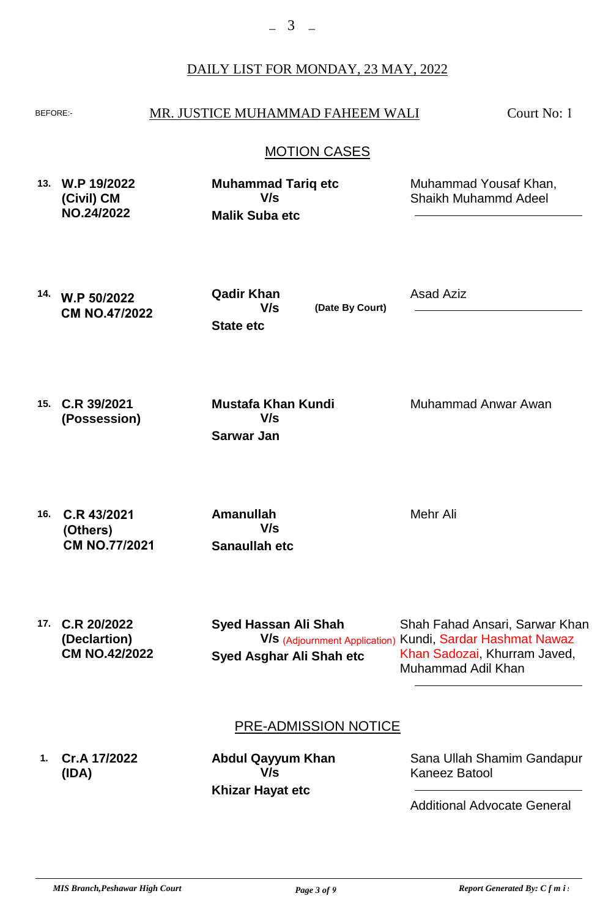DAILY LIST FOR MONDAY, 23 MAY, 2022

BEFORE:- MR. JUSTICE MUHAMMAD FAHEEM WALI Court No: 1

## MOTION CASES

| No. | Case | Parties | Counsel |
|---|---|---|---|
| 13. | **W.P 19/2022 (Civil) CM NO.24/2022** | **Muhammad Tariq etc** V/s **Malik Suba etc** | Muhammad Yousaf Khan, Shaikh Muhammd Adeel |
| 14. | **W.P 50/2022 CM NO.47/2022** | **Qadir Khan** V/s **State etc** (Date By Court) | Asad Aziz |
| 15. | **C.R 39/2021 (Possession)** | **Mustafa Khan Kundi** V/s **Sarwar Jan** | Muhammad Anwar Awan |
| 16. | **C.R 43/2021 (Others) CM NO.77/2021** | **Amanullah** V/s **Sanaullah etc** | Mehr Ali |
| 17. | **C.R 20/2022 (Declartion) CM NO.42/2022** | **Syed Hassan Ali Shah** V/s (Adjournment Application) **Syed Asghar Ali Shah etc** | Shah Fahad Ansari, Sarwar Khan Kundi, Sardar Hashmat Nawaz Khan Sadozai, Khurram Javed, Muhammad Adil Khan |

## PRE-ADMISSION NOTICE

| No. | Case | Parties | Counsel |
|---|---|---|---|
| 1. | **Cr.A 17/2022 (IDA)** | **Abdul Qayyum Khan** V/s **Khizar Hayat etc** | Sana Ullah Shamim Gandapur Kaneez Batool / Additional Advocate General |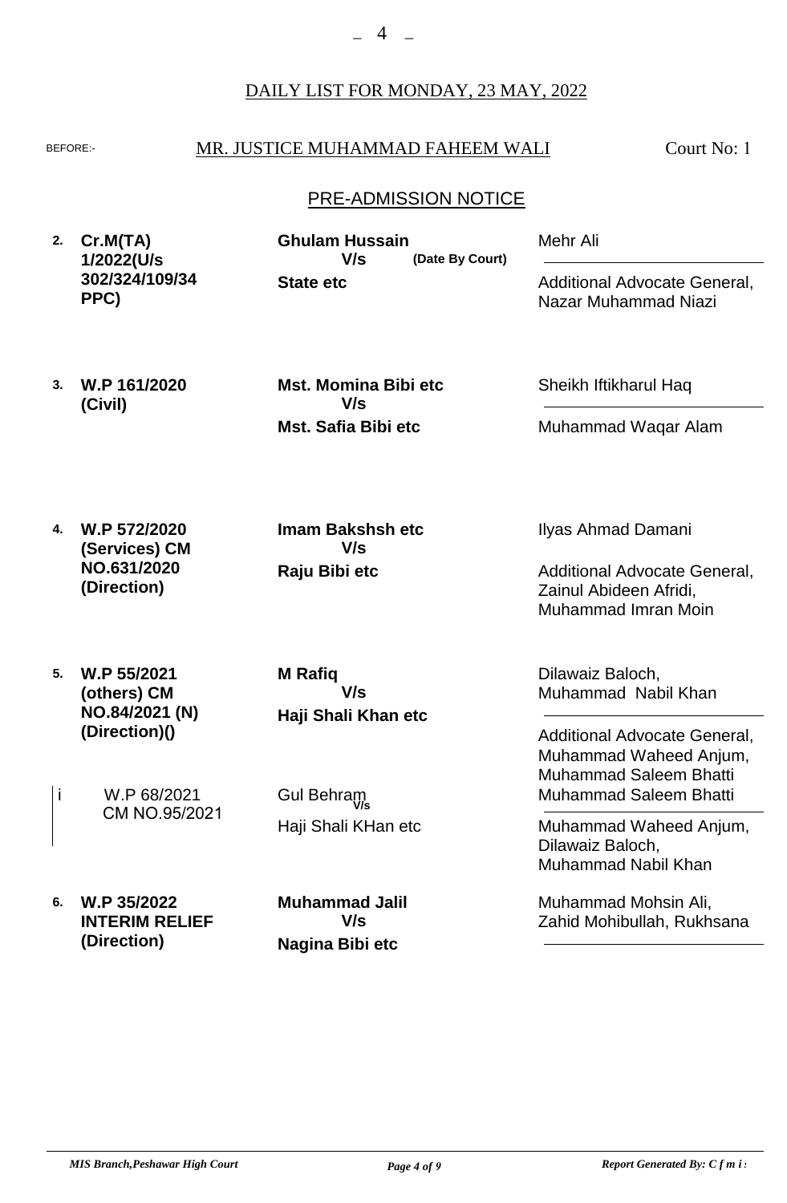DAILY LIST FOR MONDAY, 23 MAY, 2022

BEFORE:- MR. JUSTICE MUHAMMAD FAHEEM WALI — Court No: 1

## PRE-ADMISSION NOTICE

| No. | Case | Parties | Counsel |
|---|---|---|---|
| **2.** | **Cr.M(TA) 1/2022(U/s 302/324/109/34 PPC)** | **Ghulam Hussain** V/s **State etc** **(Date By Court)** | Mehr Ali / Additional Advocate General, Nazar Muhammad Niazi |
| **3.** | **W.P 161/2020 (Civil)** | **Mst. Momina Bibi etc** V/s **Mst. Safia Bibi etc** | Sheikh Iftikharul Haq / Muhammad Waqar Alam |
| **4.** | **W.P 572/2020 (Services) CM NO.631/2020 (Direction)** | **Imam Bakshsh etc** V/s **Raju Bibi etc** | Ilyas Ahmad Damani / Additional Advocate General, Zainul Abideen Afridi, Muhammad Imran Moin |
| **5.** | **W.P 55/2021 (others) CM NO.84/2021 (N) (Direction)()** | **M Rafiq** V/s **Haji Shali Khan etc** | Dilawaiz Baloch, Muhammad Nabil Khan / Additional Advocate General, Muhammad Waheed Anjum, Muhammad Saleem Bhatti |
| i | W.P 68/2021 CM NO.95/2021 | Gul Behram V/s Haji Shali KHan etc | Muhammad Saleem Bhatti / Muhammad Waheed Anjum, Dilawaiz Baloch, Muhammad Nabil Khan |
| **6.** | **W.P 35/2022 INTERIM RELIEF (Direction)** | **Muhammad Jalil** V/s **Nagina Bibi etc** | Muhammad Mohsin Ali, Zahid Mohibullah, Rukhsana |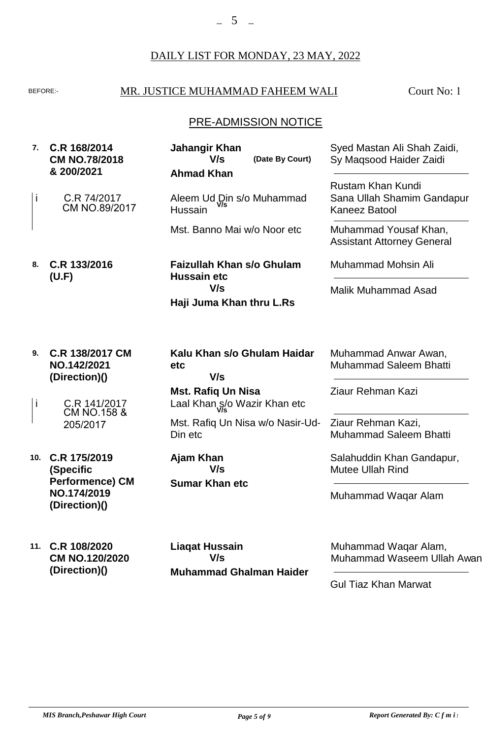DAILY LIST FOR MONDAY, 23 MAY, 2022

BEFORE:- MR. JUSTICE MUHAMMAD FAHEEM WALI Court No: 1

## PRE-ADMISSION NOTICE

| No. | Case | Parties | Counsel |
|---|---|---|---|
| **7.** | **C.R 168/2014 CM NO.78/2018 & 200/2021** | **Jahangir Khan** **V/s** **Ahmad Khan** **(Date By Court)** | Syed Mastan Ali Shah Zaidi, Sy Maqsood Haider Zaidi / Rustam Khan Kundi, Sana Ullah Shamim Gandapur, Kaneez Batool |
| i | C.R 74/2017 CM NO.89/2017 | Aleem Ud Din s/o Muhammad Hussain V/s Mst. Banno Mai w/o Noor etc | Muhammad Yousaf Khan, Assistant Attorney General |
| **8.** | **C.R 133/2016 (U.F)** | **Faizullah Khan s/o Ghulam Hussain etc** **V/s** **Haji Juma Khan thru L.Rs** | Muhammad Mohsin Ali / Malik Muhammad Asad |
| **9.** | **C.R 138/2017 CM NO.142/2021 (Direction)()** | **Kalu Khan s/o Ghulam Haidar etc** **V/s** **Mst. Rafiq Un Nisa** | Muhammad Anwar Awan, Muhammad Saleem Bhatti / Ziaur Rehman Kazi |
| i | C.R 141/2017 CM NO.158 & 205/2017 | Laal Khan s/o Wazir Khan etc V/s Mst. Rafiq Un Nisa w/o Nasir-Ud-Din etc | Ziaur Rehman Kazi, Muhammad Saleem Bhatti |
| **10.** | **C.R 175/2019 (Specific Performence) CM NO.174/2019 (Direction)()** | **Ajam Khan** **V/s** **Sumar Khan etc** | Salahuddin Khan Gandapur, Mutee Ullah Rind / Muhammad Waqar Alam |
| **11.** | **C.R 108/2020 CM NO.120/2020 (Direction)()** | **Liaqat Hussain** **V/s** **Muhammad Ghalman Haider** | Muhammad Waqar Alam, Muhammad Waseem Ullah Awan / Gul Tiaz Khan Marwat |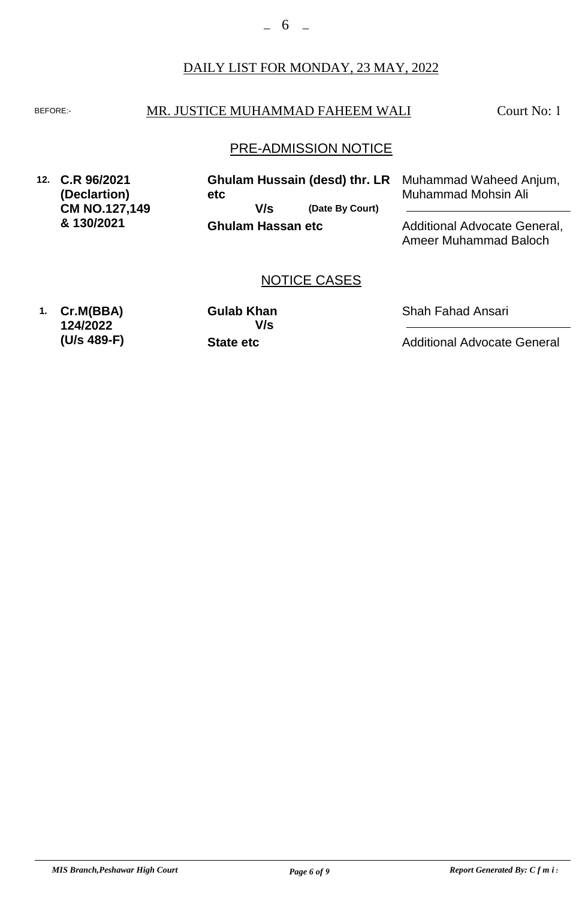DAILY LIST FOR MONDAY, 23 MAY, 2022

BEFORE:- MR. JUSTICE MUHAMMAD FAHEEM WALI Court No: 1

## PRE-ADMISSION NOTICE

| | Case | Parties | Advocates |
|---|---|---|---|
| **12.** | **C.R 96/2021 (Declartion) CM NO.127,149 & 130/2021** | **Ghulam Hussain (desd) thr. LR etc** V/s **(Date By Court)** **Ghulam Hassan etc** | Muhammad Waheed Anjum, Muhammad Mohsin Ali / Additional Advocate General, Ameer Muhammad Baloch |

## NOTICE CASES

| | Case | Parties | Advocates |
|---|---|---|---|
| **1.** | **Cr.M(BBA) 124/2022 (U/s 489-F)** | **Gulab Khan** V/s **State etc** | Shah Fahad Ansari / Additional Advocate General |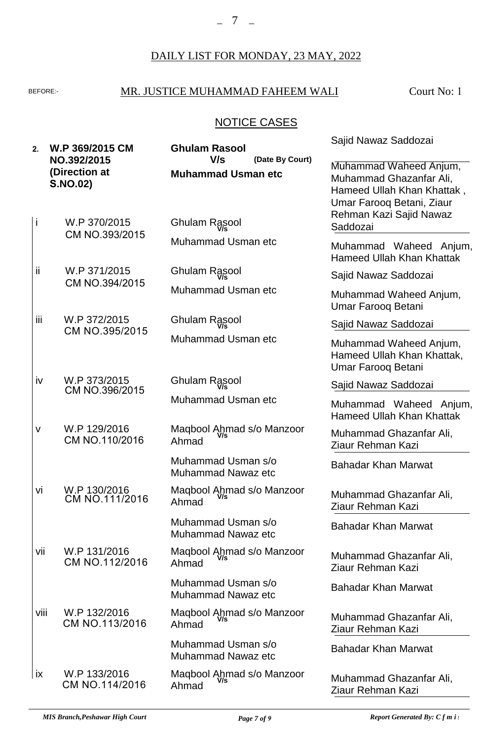DAILY LIST FOR MONDAY, 23 MAY, 2022

BEFORE:- MR. JUSTICE MUHAMMAD FAHEEM WALI Court No: 1

## NOTICE CASES

| No. | Case | Parties | Advocates |
|---|---|---|---|
| **2.** | **W.P 369/2015 CM NO.392/2015 (Direction at S.NO.02)** | **Ghulam Rasool V/s Muhammad Usman etc** (Date By Court) | Sajid Nawaz Saddozai / Muhammad Waheed Anjum, Muhammad Ghazanfar Ali, Hameed Ullah Khan Khattak , Umar Farooq Betani, Ziaur Rehman Kazi Sajid Nawaz Saddozai |
| i | W.P 370/2015 CM NO.393/2015 | Ghulam Rasool V/s Muhammad Usman etc | Muhammad Waheed Anjum, Hameed Ullah Khan Khattak |
| ii | W.P 371/2015 CM NO.394/2015 | Ghulam Rasool V/s Muhammad Usman etc | Sajid Nawaz Saddozai / Muhammad Waheed Anjum, Umar Farooq Betani |
| iii | W.P 372/2015 CM NO.395/2015 | Ghulam Rasool V/s Muhammad Usman etc | Sajid Nawaz Saddozai / Muhammad Waheed Anjum, Hameed Ullah Khan Khattak, Umar Farooq Betani |
| iv | W.P 373/2015 CM NO.396/2015 | Ghulam Rasool V/s Muhammad Usman etc | Sajid Nawaz Saddozai / Muhammad Waheed Anjum, Hameed Ullah Khan Khattak |
| v | W.P 129/2016 CM NO.110/2016 | Maqbool Ahmad s/o Manzoor Ahmad V/s Muhammad Usman s/o Muhammad Nawaz etc | Muhammad Ghazanfar Ali, Ziaur Rehman Kazi / Bahadar Khan Marwat |
| vi | W.P 130/2016 CM NO.111/2016 | Maqbool Ahmad s/o Manzoor Ahmad V/s Muhammad Usman s/o Muhammad Nawaz etc | Muhammad Ghazanfar Ali, Ziaur Rehman Kazi / Bahadar Khan Marwat |
| vii | W.P 131/2016 CM NO.112/2016 | Maqbool Ahmad s/o Manzoor Ahmad V/s Muhammad Usman s/o Muhammad Nawaz etc | Muhammad Ghazanfar Ali, Ziaur Rehman Kazi / Bahadar Khan Marwat |
| viii | W.P 132/2016 CM NO.113/2016 | Maqbool Ahmad s/o Manzoor Ahmad V/s Muhammad Usman s/o Muhammad Nawaz etc | Muhammad Ghazanfar Ali, Ziaur Rehman Kazi / Bahadar Khan Marwat |
| ix | W.P 133/2016 CM NO.114/2016 | Maqbool Ahmad s/o Manzoor Ahmad V/s | Muhammad Ghazanfar Ali, Ziaur Rehman Kazi |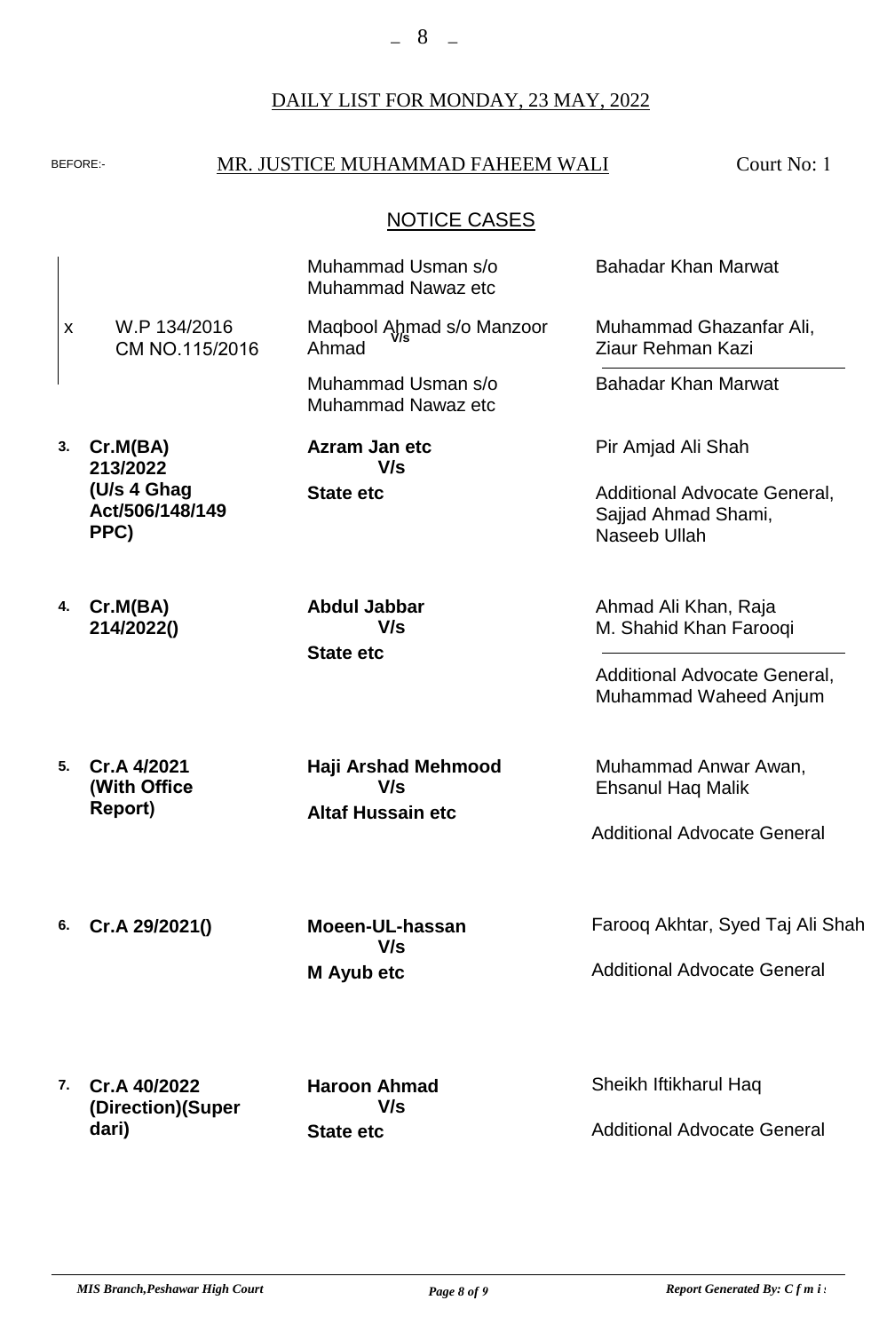DAILY LIST FOR MONDAY, 23 MAY, 2022

BEFORE:- MR. JUSTICE MUHAMMAD FAHEEM WALI Court No: 1

## NOTICE CASES

| No. | Case | Parties | Advocates |
|---|---|---|---|
| | | Muhammad Usman s/o Muhammad Nawaz etc | Bahadar Khan Marwat |
| x | W.P 134/2016 CM NO.115/2016 | Maqbool Ahmad s/o Manzoor Ahmad V/s Muhammad Usman s/o Muhammad Nawaz etc | Muhammad Ghazanfar Ali, Ziaur Rehman Kazi / Bahadar Khan Marwat |
| **3.** | **Cr.M(BA) 213/2022 (U/s 4 Ghag Act/506/148/149 PPC)** | **Azram Jan etc V/s State etc** | Pir Amjad Ali Shah / Additional Advocate General, Sajjad Ahmad Shami, Naseeb Ullah |
| **4.** | **Cr.M(BA) 214/2022()** | **Abdul Jabbar V/s State etc** | Ahmad Ali Khan, Raja M. Shahid Khan Farooqi / Additional Advocate General, Muhammad Waheed Anjum |
| **5.** | **Cr.A 4/2021 (With Office Report)** | **Haji Arshad Mehmood V/s Altaf Hussain etc** | Muhammad Anwar Awan, Ehsanul Haq Malik / Additional Advocate General |
| **6.** | **Cr.A 29/2021()** | **Moeen-UL-hassan V/s M Ayub etc** | Farooq Akhtar, Syed Taj Ali Shah / Additional Advocate General |
| **7.** | **Cr.A 40/2022 (Direction)(Superdari)** | **Haroon Ahmad V/s State etc** | Sheikh Iftikharul Haq / Additional Advocate General |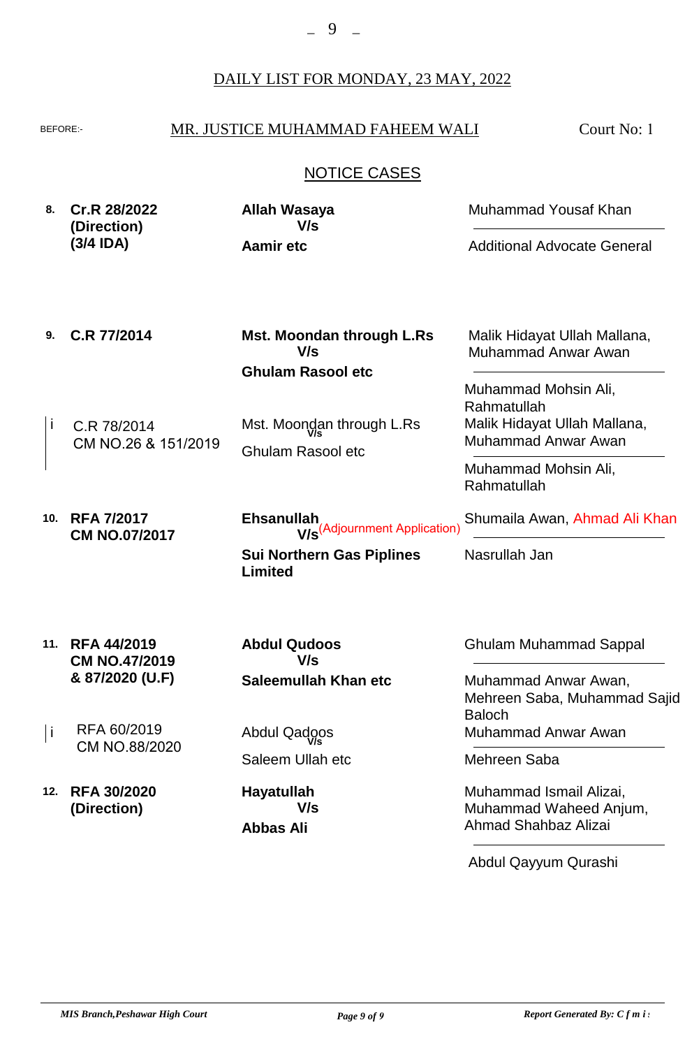DAILY LIST FOR MONDAY, 23 MAY, 2022

BEFORE:- MR. JUSTICE MUHAMMAD FAHEEM WALI — Court No: 1

## NOTICE CASES

| No. | Case | Parties | Counsel |
|---|---|---|---|
| **8.** | **Cr.R 28/2022 (Direction) (3/4 IDA)** | **Allah Wasaya** V/s **Aamir etc** | Muhammad Yousaf Khan / Additional Advocate General |
| **9.** | **C.R 77/2014** | **Mst. Moondan through L.Rs** V/s **Ghulam Rasool etc** | Malik Hidayat Ullah Mallana, Muhammad Anwar Awan / Muhammad Mohsin Ali, Rahmatullah |
| i | C.R 78/2014 CM NO.26 & 151/2019 | Mst. Moondan through L.Rs V/s Ghulam Rasool etc | Malik Hidayat Ullah Mallana, Muhammad Anwar Awan / Muhammad Mohsin Ali, Rahmatullah |
| **10.** | **RFA 7/2017 CM NO.07/2017** | **Ehsanullah** V/s **Sui Northern Gas Piplines Limited** (Adjournment Application) | Shumaila Awan, Ahmad Ali Khan / Nasrullah Jan |
| **11.** | **RFA 44/2019 CM NO.47/2019 & 87/2020 (U.F)** | **Abdul Qudoos** V/s **Saleemullah Khan etc** | Ghulam Muhammad Sappal / Muhammad Anwar Awan, Mehreen Saba, Muhammad Sajid Baloch |
| i | RFA 60/2019 CM NO.88/2020 | Abdul Qadoos V/s Saleem Ullah etc | Muhammad Anwar Awan / Mehreen Saba |
| **12.** | **RFA 30/2020 (Direction)** | **Hayatullah** V/s **Abbas Ali** | Muhammad Ismail Alizai, Muhammad Waheed Anjum, Ahmad Shahbaz Alizai / Abdul Qayyum Qurashi |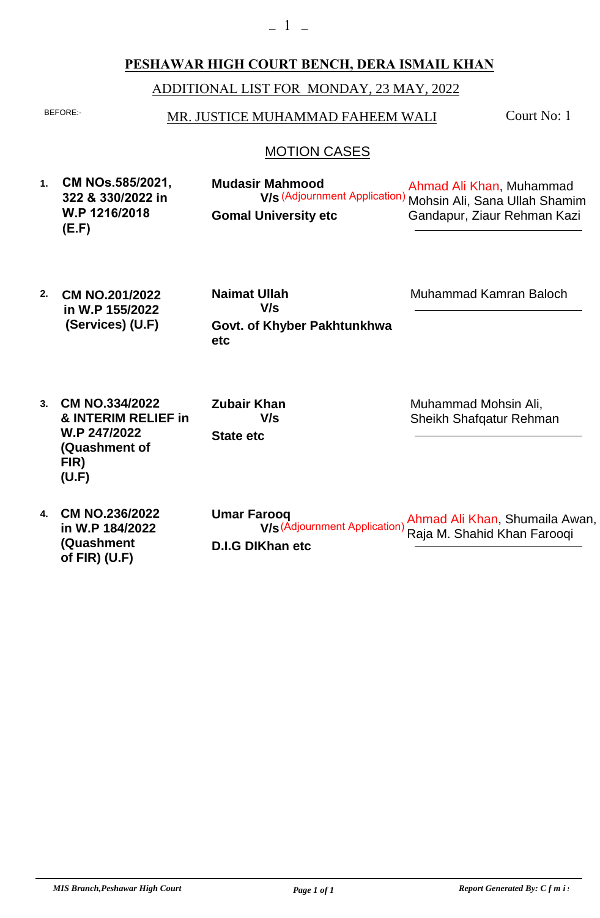# PESHAWAR HIGH COURT BENCH, DERA ISMAIL KHAN

ADDITIONAL LIST FOR MONDAY, 23 MAY, 2022

BEFORE:- MR. JUSTICE MUHAMMAD FAHEEM WALI — Court No: 1

## MOTION CASES

| No. | Case | Parties | Advocates |
|---|---|---|---|
| 1. | **CM NOs.585/2021, 322 & 330/2022 in W.P 1216/2018 (E.F)** | **Mudasir Mahmood V/s Gomal University etc** (Adjournment Application) | Ahmad Ali Khan, Muhammad Mohsin Ali, Sana Ullah Shamim Gandapur, Ziaur Rehman Kazi |
| 2. | **CM NO.201/2022 in W.P 155/2022 (Services) (U.F)** | **Naimat Ullah V/s Govt. of Khyber Pakhtunkhwa etc** | Muhammad Kamran Baloch |
| 3. | **CM NO.334/2022 & INTERIM RELIEF in W.P 247/2022 (Quashment of FIR) (U.F)** | **Zubair Khan V/s State etc** | Muhammad Mohsin Ali, Sheikh Shafqatur Rehman |
| 4. | **CM NO.236/2022 in W.P 184/2022 (Quashment of FIR) (U.F)** | **Umar Farooq V/s D.I.G DIKhan etc** (Adjournment Application) | Ahmad Ali Khan, Shumaila Awan, Raja M. Shahid Khan Farooqi |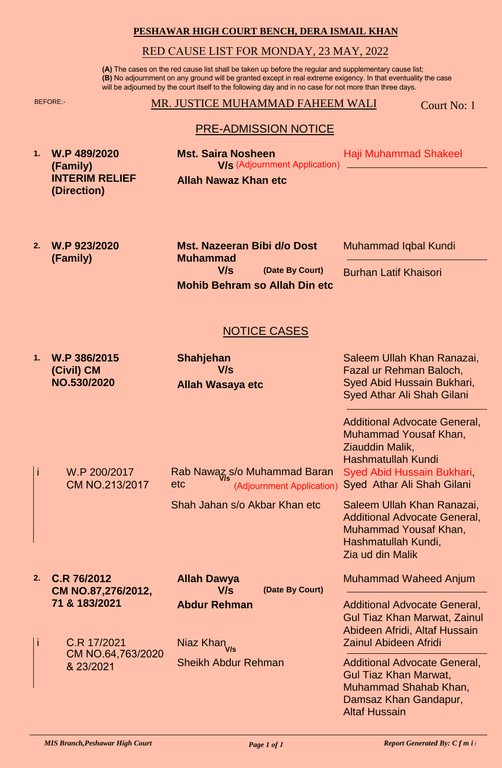**PESHAWAR HIGH COURT BENCH, DERA ISMAIL KHAN**

RED CAUSE LIST FOR MONDAY, 23 MAY, 2022

**(A)** The cases on the red cause list shall be taken up before the regular and supplementary cause list;
**(B)** No adjournment on any ground will be granted except in real extreme exigency. In that eventuality the case will be adjourned by the court itself to the following day and in no case for not more than three days.

BEFORE:- MR. JUSTICE MUHAMMAD FAHEEM WALI Court No: 1

## PRE-ADMISSION NOTICE

| | | | |
|---|---|---|---|
| **1.** | **W.P 489/2020 (Family) INTERIM RELIEF (Direction)** | **Mst. Saira Nosheen** **V/s** (Adjournment Application) **Allah Nawaz Khan etc** | Haji Muhammad Shakeel |
| **2.** | **W.P 923/2020 (Family)** | **Mst. Nazeeran Bibi d/o Dost Muhammad** **V/s** **(Date By Court)** **Mohib Behram so Allah Din etc** | Muhammad Iqbal Kundi / Burhan Latif Khaisori |

## NOTICE CASES

| | | | |
|---|---|---|---|
| **1.** | **W.P 386/2015 (Civil) CM NO.530/2020** | **Shahjehan** **V/s** **Allah Wasaya etc** | Saleem Ullah Khan Ranazai, Fazal ur Rehman Baloch, Syed Abid Hussain Bukhari, Syed Athar Ali Shah Gilani / Additional Advocate General, Muhammad Yousaf Khan, Ziauddin Malik, Hashmatullah Kundi |
| i | W.P 200/2017 CM NO.213/2017 | Rab Nawaz s/o Muhammad Baran etc V/s (Adjournment Application) Shah Jahan s/o Akbar Khan etc | Syed Abid Hussain Bukhari, Syed Athar Ali Shah Gilani / Saleem Ullah Khan Ranazai, Additional Advocate General, Muhammad Yousaf Khan, Hashmatullah Kundi, Zia ud din Malik |
| **2.** | **C.R 76/2012 CM NO.87,276/2012, 71 & 183/2021** | **Allah Dawya** **V/s** **(Date By Court)** **Abdur Rehman** | Muhammad Waheed Anjum / Additional Advocate General, Gul Tiaz Khan Marwat, Zainul Abideen Afridi, Altaf Hussain |
| i | C.R 17/2021 CM NO.64,763/2020 & 23/2021 | Niaz Khan V/s Sheikh Abdur Rehman | Zainul Abideen Afridi / Additional Advocate General, Gul Tiaz Khan Marwat, Muhammad Shahab Khan, Damsaz Khan Gandapur, Altaf Hussain |

*MIS Branch,Peshawar High Court* *Report Generated By: C f m i s*